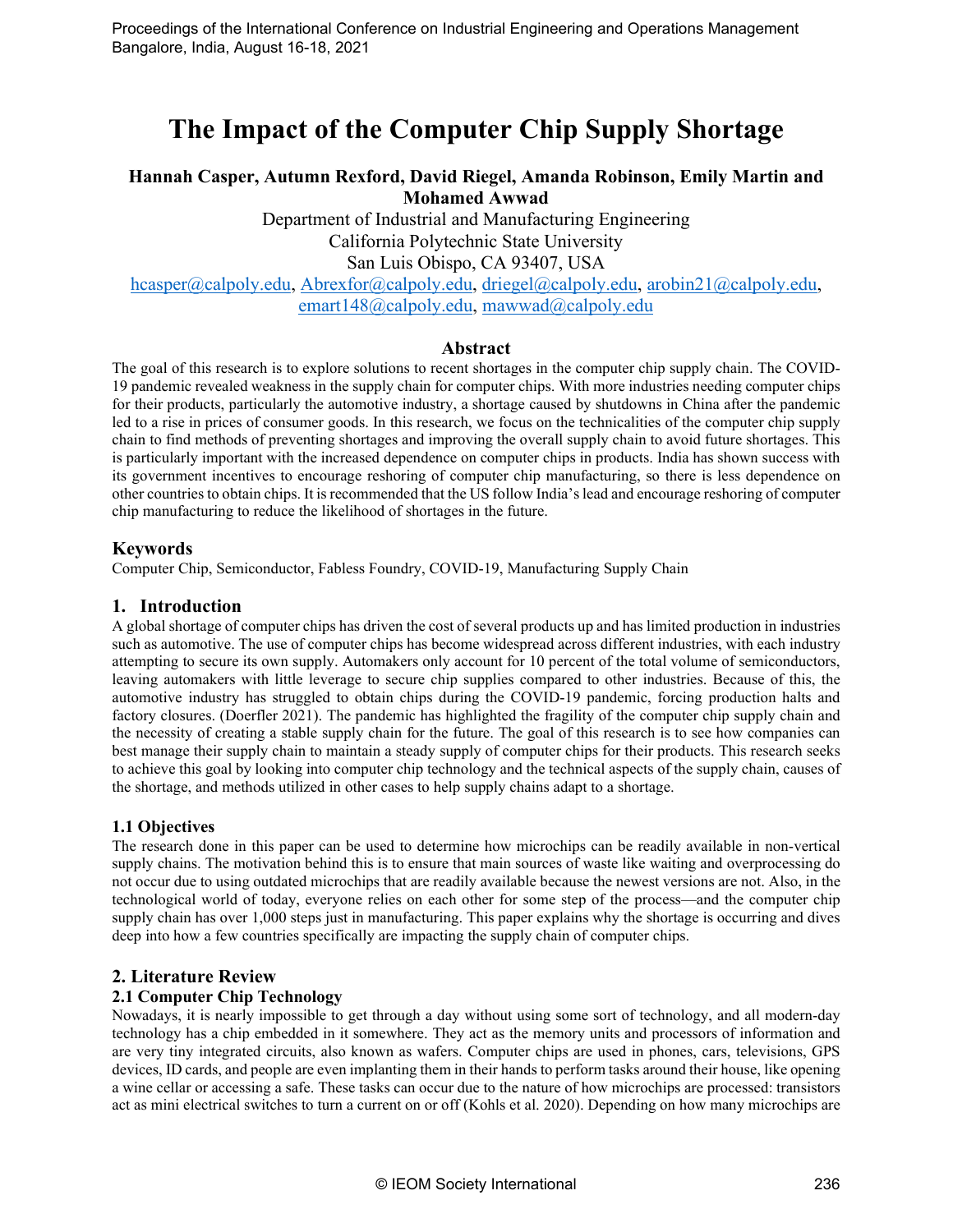# The Impact of the Computer Chip Supply Shortage

**Hannah Casper, Autumn Rexford, David Riegel, Amanda Robinson, Emily Martin and Mohamed Awwad**

Department of Industrial and Manufacturing Engineering
California Polytechnic State University
San Luis Obispo, CA 93407, USA
hcasper@calpoly.edu, Abrexfor@calpoly.edu, driegel@calpoly.edu, arobin21@calpoly.edu, emart148@calpoly.edu, mawwad@calpoly.edu

## Abstract

The goal of this research is to explore solutions to recent shortages in the computer chip supply chain. The COVID-19 pandemic revealed weakness in the supply chain for computer chips. With more industries needing computer chips for their products, particularly the automotive industry, a shortage caused by shutdowns in China after the pandemic led to a rise in prices of consumer goods. In this research, we focus on the technicalities of the computer chip supply chain to find methods of preventing shortages and improving the overall supply chain to avoid future shortages. This is particularly important with the increased dependence on computer chips in products. India has shown success with its government incentives to encourage reshoring of computer chip manufacturing, so there is less dependence on other countries to obtain chips. It is recommended that the US follow India's lead and encourage reshoring of computer chip manufacturing to reduce the likelihood of shortages in the future.

## Keywords

Computer Chip, Semiconductor, Fabless Foundry, COVID-19, Manufacturing Supply Chain

## 1. Introduction

A global shortage of computer chips has driven the cost of several products up and has limited production in industries such as automotive. The use of computer chips has become widespread across different industries, with each industry attempting to secure its own supply. Automakers only account for 10 percent of the total volume of semiconductors, leaving automakers with little leverage to secure chip supplies compared to other industries. Because of this, the automotive industry has struggled to obtain chips during the COVID-19 pandemic, forcing production halts and factory closures. (Doerfler 2021). The pandemic has highlighted the fragility of the computer chip supply chain and the necessity of creating a stable supply chain for the future. The goal of this research is to see how companies can best manage their supply chain to maintain a steady supply of computer chips for their products. This research seeks to achieve this goal by looking into computer chip technology and the technical aspects of the supply chain, causes of the shortage, and methods utilized in other cases to help supply chains adapt to a shortage.

### 1.1 Objectives

The research done in this paper can be used to determine how microchips can be readily available in non-vertical supply chains. The motivation behind this is to ensure that main sources of waste like waiting and overprocessing do not occur due to using outdated microchips that are readily available because the newest versions are not. Also, in the technological world of today, everyone relies on each other for some step of the process—and the computer chip supply chain has over 1,000 steps just in manufacturing. This paper explains why the shortage is occurring and dives deep into how a few countries specifically are impacting the supply chain of computer chips.

## 2. Literature Review

### 2.1 Computer Chip Technology

Nowadays, it is nearly impossible to get through a day without using some sort of technology, and all modern-day technology has a chip embedded in it somewhere. They act as the memory units and processors of information and are very tiny integrated circuits, also known as wafers. Computer chips are used in phones, cars, televisions, GPS devices, ID cards, and people are even implanting them in their hands to perform tasks around their house, like opening a wine cellar or accessing a safe. These tasks can occur due to the nature of how microchips are processed: transistors act as mini electrical switches to turn a current on or off (Kohls et al. 2020). Depending on how many microchips are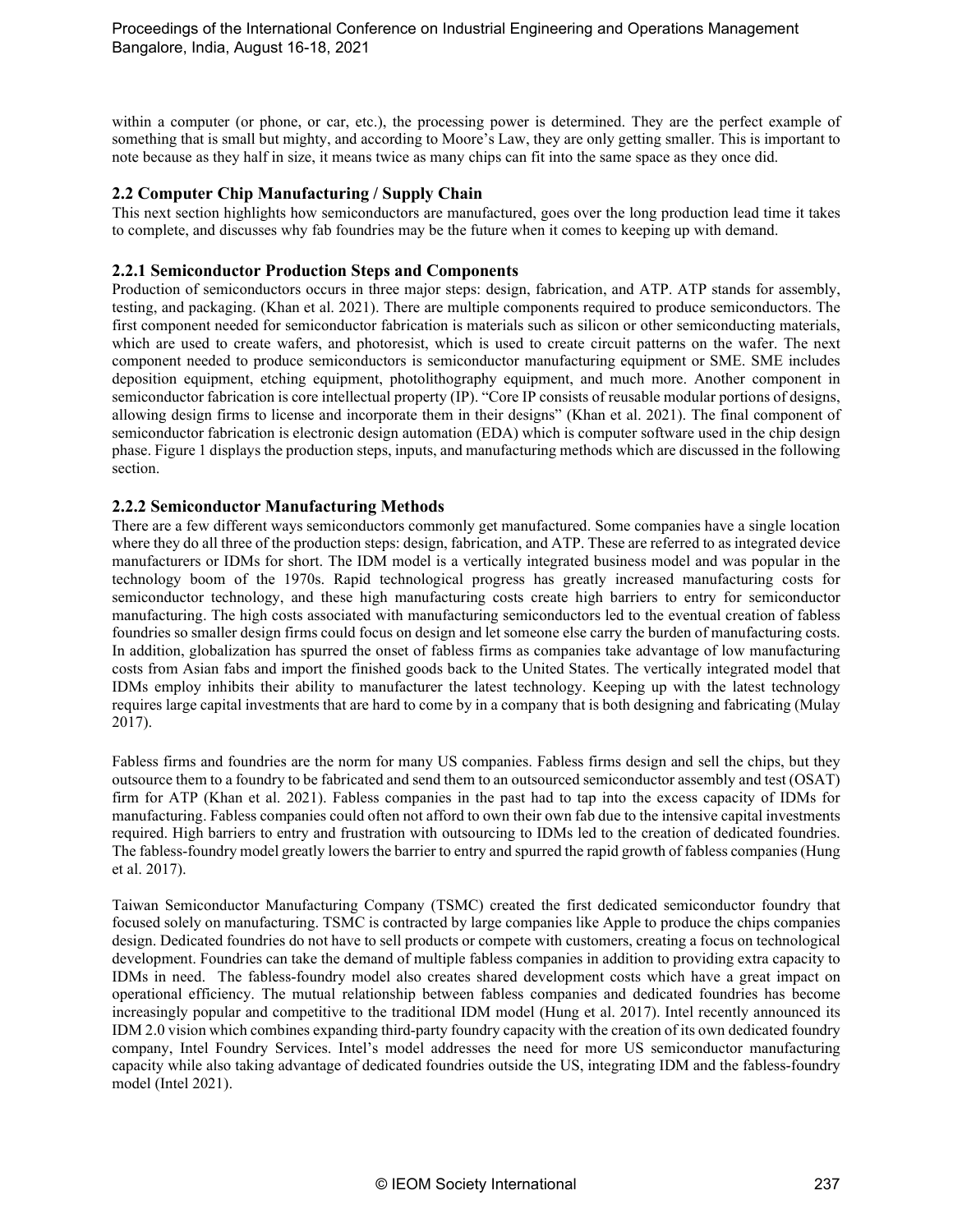within a computer (or phone, or car, etc.), the processing power is determined. They are the perfect example of something that is small but mighty, and according to Moore's Law, they are only getting smaller. This is important to note because as they half in size, it means twice as many chips can fit into the same space as they once did.

## 2.2 Computer Chip Manufacturing / Supply Chain

This next section highlights how semiconductors are manufactured, goes over the long production lead time it takes to complete, and discusses why fab foundries may be the future when it comes to keeping up with demand.

### 2.2.1 Semiconductor Production Steps and Components

Production of semiconductors occurs in three major steps: design, fabrication, and ATP. ATP stands for assembly, testing, and packaging. (Khan et al. 2021). There are multiple components required to produce semiconductors. The first component needed for semiconductor fabrication is materials such as silicon or other semiconducting materials, which are used to create wafers, and photoresist, which is used to create circuit patterns on the wafer. The next component needed to produce semiconductors is semiconductor manufacturing equipment or SME. SME includes deposition equipment, etching equipment, photolithography equipment, and much more. Another component in semiconductor fabrication is core intellectual property (IP). "Core IP consists of reusable modular portions of designs, allowing design firms to license and incorporate them in their designs" (Khan et al. 2021). The final component of semiconductor fabrication is electronic design automation (EDA) which is computer software used in the chip design phase. Figure 1 displays the production steps, inputs, and manufacturing methods which are discussed in the following section.

### 2.2.2 Semiconductor Manufacturing Methods

There are a few different ways semiconductors commonly get manufactured. Some companies have a single location where they do all three of the production steps: design, fabrication, and ATP. These are referred to as integrated device manufacturers or IDMs for short. The IDM model is a vertically integrated business model and was popular in the technology boom of the 1970s. Rapid technological progress has greatly increased manufacturing costs for semiconductor technology, and these high manufacturing costs create high barriers to entry for semiconductor manufacturing. The high costs associated with manufacturing semiconductors led to the eventual creation of fabless foundries so smaller design firms could focus on design and let someone else carry the burden of manufacturing costs. In addition, globalization has spurred the onset of fabless firms as companies take advantage of low manufacturing costs from Asian fabs and import the finished goods back to the United States. The vertically integrated model that IDMs employ inhibits their ability to manufacturer the latest technology. Keeping up with the latest technology requires large capital investments that are hard to come by in a company that is both designing and fabricating (Mulay 2017).

Fabless firms and foundries are the norm for many US companies. Fabless firms design and sell the chips, but they outsource them to a foundry to be fabricated and send them to an outsourced semiconductor assembly and test (OSAT) firm for ATP (Khan et al. 2021). Fabless companies in the past had to tap into the excess capacity of IDMs for manufacturing. Fabless companies could often not afford to own their own fab due to the intensive capital investments required. High barriers to entry and frustration with outsourcing to IDMs led to the creation of dedicated foundries. The fabless-foundry model greatly lowers the barrier to entry and spurred the rapid growth of fabless companies (Hung et al. 2017).

Taiwan Semiconductor Manufacturing Company (TSMC) created the first dedicated semiconductor foundry that focused solely on manufacturing. TSMC is contracted by large companies like Apple to produce the chips companies design. Dedicated foundries do not have to sell products or compete with customers, creating a focus on technological development. Foundries can take the demand of multiple fabless companies in addition to providing extra capacity to IDMs in need. The fabless-foundry model also creates shared development costs which have a great impact on operational efficiency. The mutual relationship between fabless companies and dedicated foundries has become increasingly popular and competitive to the traditional IDM model (Hung et al. 2017). Intel recently announced its IDM 2.0 vision which combines expanding third-party foundry capacity with the creation of its own dedicated foundry company, Intel Foundry Services. Intel's model addresses the need for more US semiconductor manufacturing capacity while also taking advantage of dedicated foundries outside the US, integrating IDM and the fabless-foundry model (Intel 2021).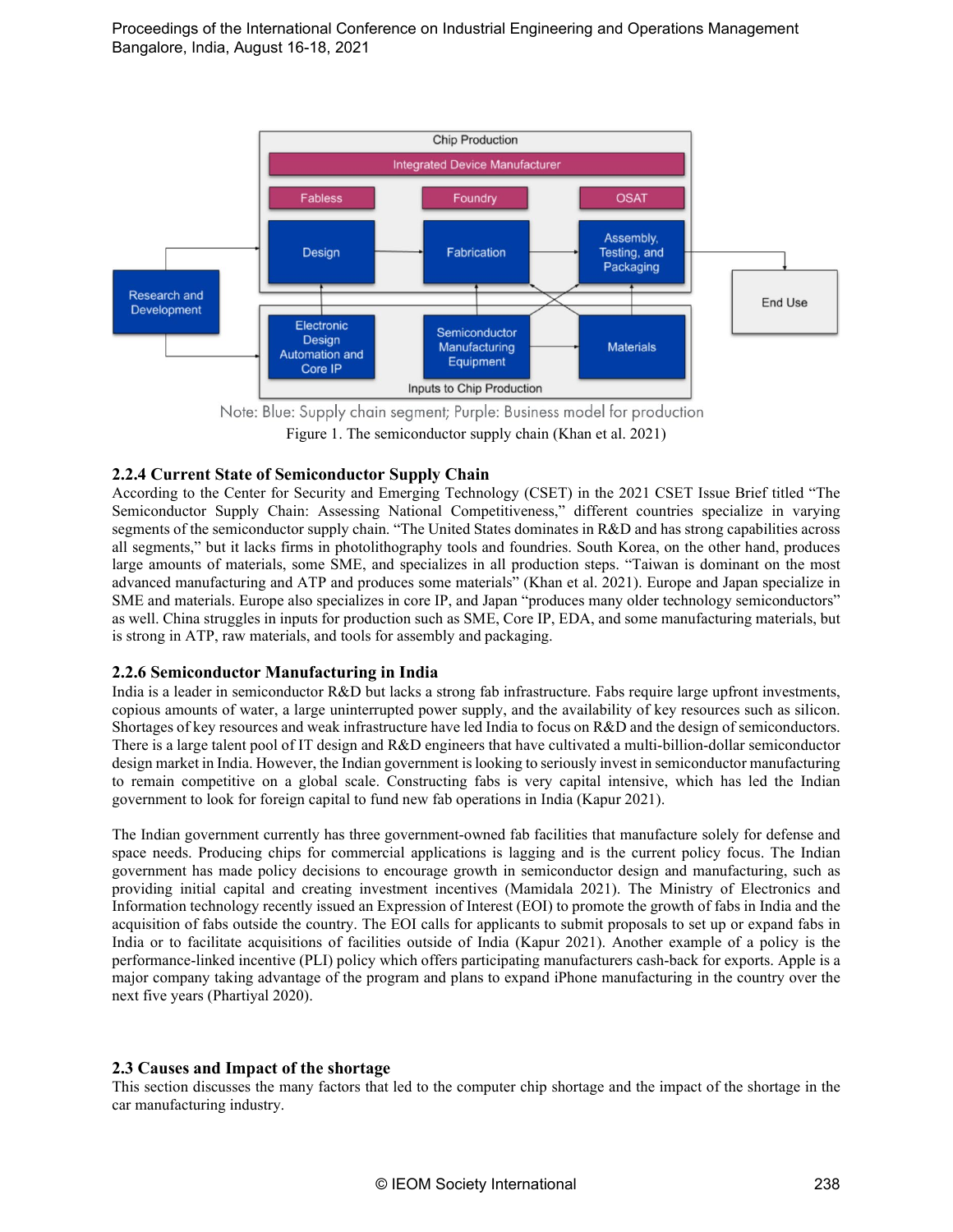Note: Blue: Supply chain segment; Purple: Business model for production

Figure 1. The semiconductor supply chain (Khan et al. 2021)

### 2.2.4 Current State of Semiconductor Supply Chain

According to the Center for Security and Emerging Technology (CSET) in the 2021 CSET Issue Brief titled "The Semiconductor Supply Chain: Assessing National Competitiveness," different countries specialize in varying segments of the semiconductor supply chain. "The United States dominates in R&D and has strong capabilities across all segments," but it lacks firms in photolithography tools and foundries. South Korea, on the other hand, produces large amounts of materials, some SME, and specializes in all production steps. "Taiwan is dominant on the most advanced manufacturing and ATP and produces some materials" (Khan et al. 2021). Europe and Japan specialize in SME and materials. Europe also specializes in core IP, and Japan "produces many older technology semiconductors" as well. China struggles in inputs for production such as SME, Core IP, EDA, and some manufacturing materials, but is strong in ATP, raw materials, and tools for assembly and packaging.

### 2.2.6 Semiconductor Manufacturing in India

India is a leader in semiconductor R&D but lacks a strong fab infrastructure. Fabs require large upfront investments, copious amounts of water, a large uninterrupted power supply, and the availability of key resources such as silicon. Shortages of key resources and weak infrastructure have led India to focus on R&D and the design of semiconductors. There is a large talent pool of IT design and R&D engineers that have cultivated a multi-billion-dollar semiconductor design market in India. However, the Indian government is looking to seriously invest in semiconductor manufacturing to remain competitive on a global scale. Constructing fabs is very capital intensive, which has led the Indian government to look for foreign capital to fund new fab operations in India (Kapur 2021).

The Indian government currently has three government-owned fab facilities that manufacture solely for defense and space needs. Producing chips for commercial applications is lagging and is the current policy focus. The Indian government has made policy decisions to encourage growth in semiconductor design and manufacturing, such as providing initial capital and creating investment incentives (Mamidala 2021). The Ministry of Electronics and Information technology recently issued an Expression of Interest (EOI) to promote the growth of fabs in India and the acquisition of fabs outside the country. The EOI calls for applicants to submit proposals to set up or expand fabs in India or to facilitate acquisitions of facilities outside of India (Kapur 2021). Another example of a policy is the performance-linked incentive (PLI) policy which offers participating manufacturers cash-back for exports. Apple is a major company taking advantage of the program and plans to expand iPhone manufacturing in the country over the next five years (Phartiyal 2020).

## 2.3 Causes and Impact of the shortage

This section discusses the many factors that led to the computer chip shortage and the impact of the shortage in the car manufacturing industry.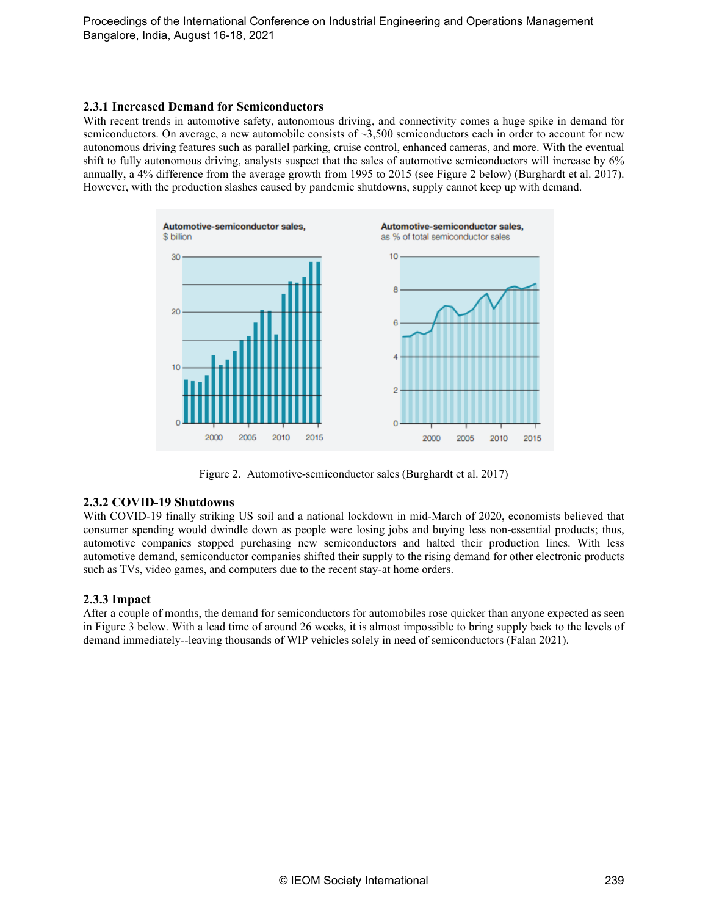### 2.3.1 Increased Demand for Semiconductors

With recent trends in automotive safety, autonomous driving, and connectivity comes a huge spike in demand for semiconductors. On average, a new automobile consists of ~3,500 semiconductors each in order to account for new autonomous driving features such as parallel parking, cruise control, enhanced cameras, and more. With the eventual shift to fully autonomous driving, analysts suspect that the sales of automotive semiconductors will increase by 6% annually, a 4% difference from the average growth from 1995 to 2015 (see Figure 2 below) (Burghardt et al. 2017). However, with the production slashes caused by pandemic shutdowns, supply cannot keep up with demand.

Figure 2. Automotive-semiconductor sales (Burghardt et al. 2017)

### 2.3.2 COVID-19 Shutdowns

With COVID-19 finally striking US soil and a national lockdown in mid-March of 2020, economists believed that consumer spending would dwindle down as people were losing jobs and buying less non-essential products; thus, automotive companies stopped purchasing new semiconductors and halted their production lines. With less automotive demand, semiconductor companies shifted their supply to the rising demand for other electronic products such as TVs, video games, and computers due to the recent stay-at home orders.

### 2.3.3 Impact

After a couple of months, the demand for semiconductors for automobiles rose quicker than anyone expected as seen in Figure 3 below. With a lead time of around 26 weeks, it is almost impossible to bring supply back to the levels of demand immediately--leaving thousands of WIP vehicles solely in need of semiconductors (Falan 2021).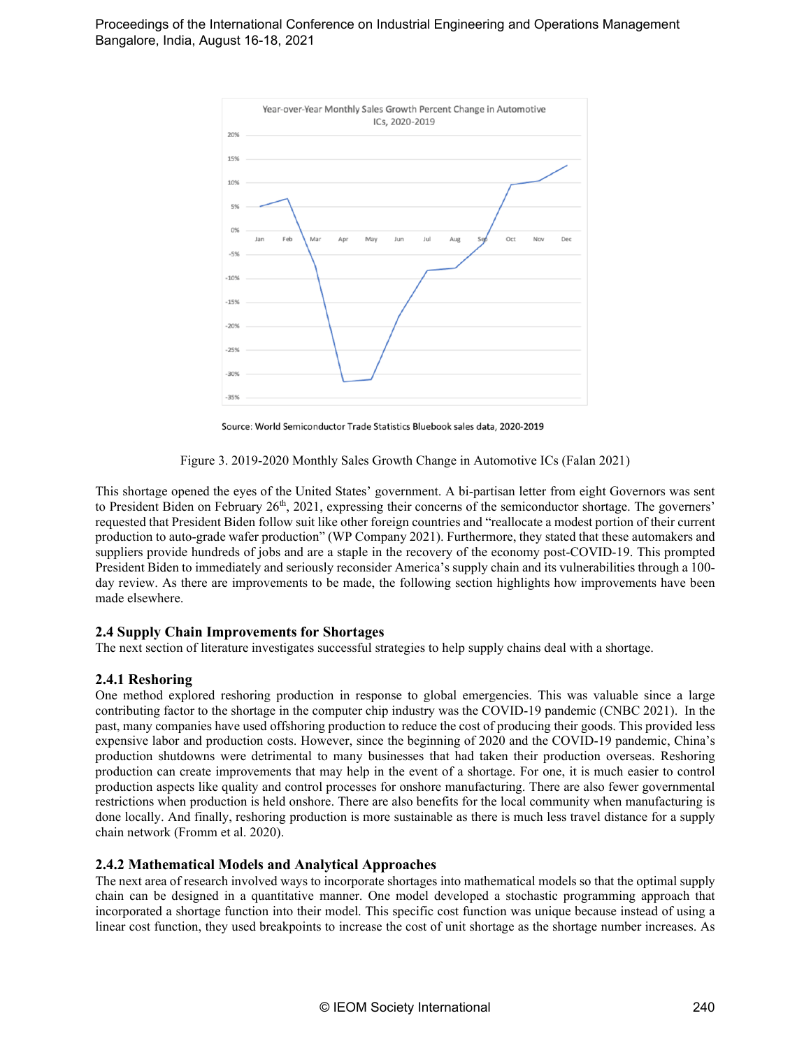Figure 3. 2019-2020 Monthly Sales Growth Change in Automotive ICs (Falan 2021)

This shortage opened the eyes of the United States' government. A bi-partisan letter from eight Governors was sent to President Biden on February 26th, 2021, expressing their concerns of the semiconductor shortage. The governers' requested that President Biden follow suit like other foreign countries and "reallocate a modest portion of their current production to auto-grade wafer production" (WP Company 2021). Furthermore, they stated that these automakers and suppliers provide hundreds of jobs and are a staple in the recovery of the economy post-COVID-19. This prompted President Biden to immediately and seriously reconsider America's supply chain and its vulnerabilities through a 100-day review. As there are improvements to be made, the following section highlights how improvements have been made elsewhere.

### 2.4 Supply Chain Improvements for Shortages

The next section of literature investigates successful strategies to help supply chains deal with a shortage.

#### 2.4.1 Reshoring

One method explored reshoring production in response to global emergencies. This was valuable since a large contributing factor to the shortage in the computer chip industry was the COVID-19 pandemic (CNBC 2021). In the past, many companies have used offshoring production to reduce the cost of producing their goods. This provided less expensive labor and production costs. However, since the beginning of 2020 and the COVID-19 pandemic, China's production shutdowns were detrimental to many businesses that had taken their production overseas. Reshoring production can create improvements that may help in the event of a shortage. For one, it is much easier to control production aspects like quality and control processes for onshore manufacturing. There are also fewer governmental restrictions when production is held onshore. There are also benefits for the local community when manufacturing is done locally. And finally, reshoring production is more sustainable as there is much less travel distance for a supply chain network (Fromm et al. 2020).

#### 2.4.2 Mathematical Models and Analytical Approaches

The next area of research involved ways to incorporate shortages into mathematical models so that the optimal supply chain can be designed in a quantitative manner. One model developed a stochastic programming approach that incorporated a shortage function into their model. This specific cost function was unique because instead of using a linear cost function, they used breakpoints to increase the cost of unit shortage as the shortage number increases. As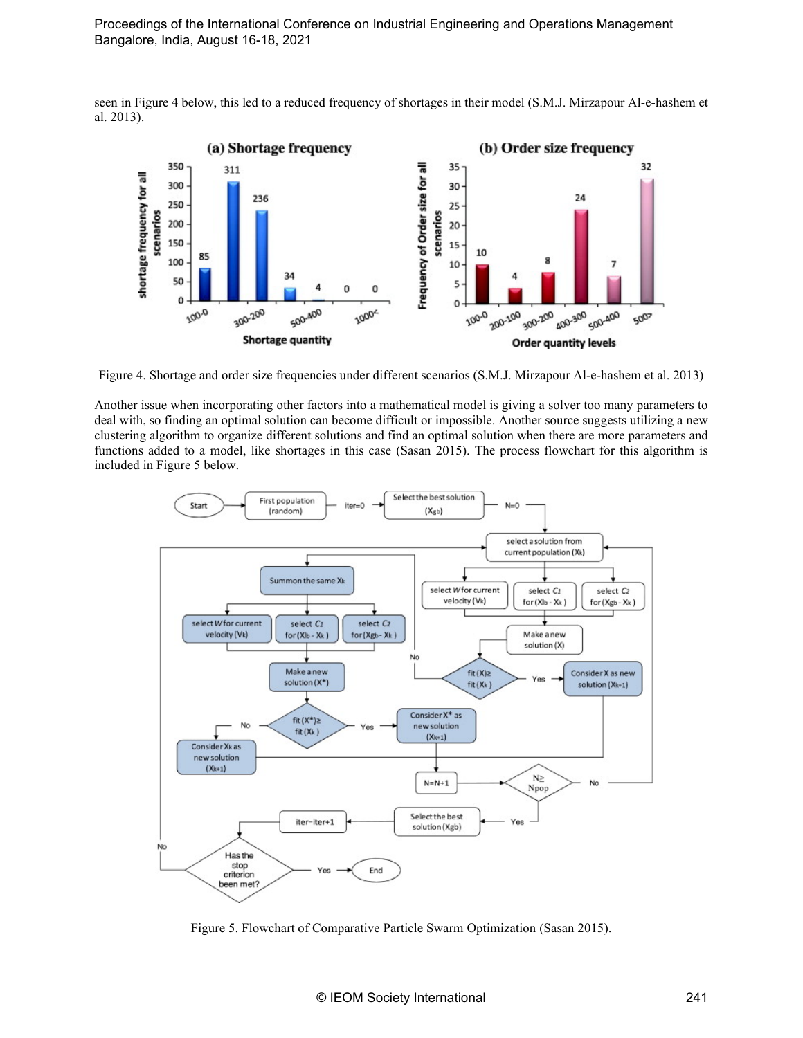seen in Figure 4 below, this led to a reduced frequency of shortages in their model (S.M.J. Mirzapour Al-e-hashem et al. 2013).

Figure 4. Shortage and order size frequencies under different scenarios (S.M.J. Mirzapour Al-e-hashem et al. 2013)

Another issue when incorporating other factors into a mathematical model is giving a solver too many parameters to deal with, so finding an optimal solution can become difficult or impossible. Another source suggests utilizing a new clustering algorithm to organize different solutions and find an optimal solution when there are more parameters and functions added to a model, like shortages in this case (Sasan 2015). The process flowchart for this algorithm is included in Figure 5 below.

Figure 5. Flowchart of Comparative Particle Swarm Optimization (Sasan 2015).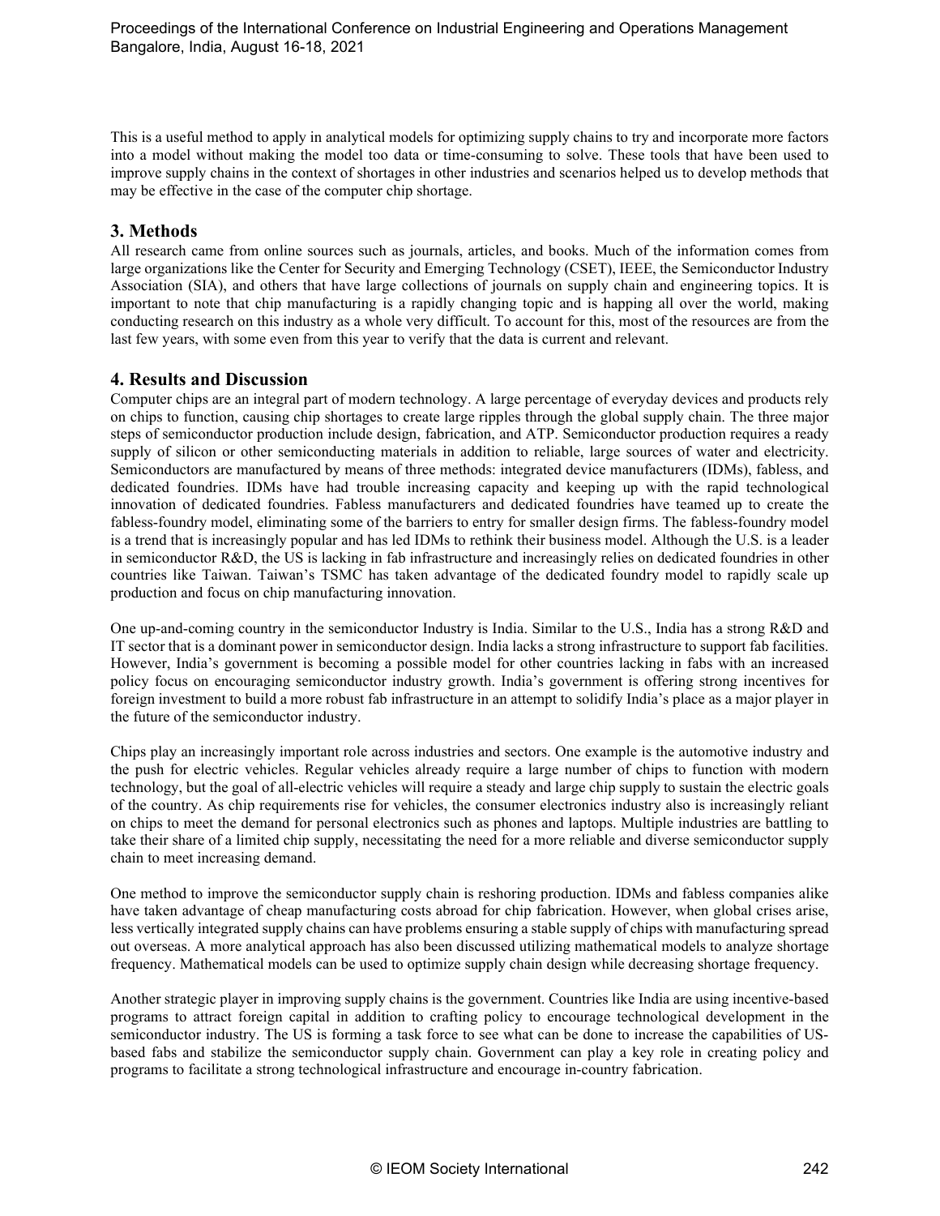This is a useful method to apply in analytical models for optimizing supply chains to try and incorporate more factors into a model without making the model too data or time-consuming to solve. These tools that have been used to improve supply chains in the context of shortages in other industries and scenarios helped us to develop methods that may be effective in the case of the computer chip shortage.

## 3. Methods

All research came from online sources such as journals, articles, and books. Much of the information comes from large organizations like the Center for Security and Emerging Technology (CSET), IEEE, the Semiconductor Industry Association (SIA), and others that have large collections of journals on supply chain and engineering topics. It is important to note that chip manufacturing is a rapidly changing topic and is happing all over the world, making conducting research on this industry as a whole very difficult. To account for this, most of the resources are from the last few years, with some even from this year to verify that the data is current and relevant.

## 4. Results and Discussion

Computer chips are an integral part of modern technology. A large percentage of everyday devices and products rely on chips to function, causing chip shortages to create large ripples through the global supply chain. The three major steps of semiconductor production include design, fabrication, and ATP. Semiconductor production requires a ready supply of silicon or other semiconducting materials in addition to reliable, large sources of water and electricity. Semiconductors are manufactured by means of three methods: integrated device manufacturers (IDMs), fabless, and dedicated foundries. IDMs have had trouble increasing capacity and keeping up with the rapid technological innovation of dedicated foundries. Fabless manufacturers and dedicated foundries have teamed up to create the fabless-foundry model, eliminating some of the barriers to entry for smaller design firms. The fabless-foundry model is a trend that is increasingly popular and has led IDMs to rethink their business model. Although the U.S. is a leader in semiconductor R&D, the US is lacking in fab infrastructure and increasingly relies on dedicated foundries in other countries like Taiwan. Taiwan's TSMC has taken advantage of the dedicated foundry model to rapidly scale up production and focus on chip manufacturing innovation.

One up-and-coming country in the semiconductor Industry is India. Similar to the U.S., India has a strong R&D and IT sector that is a dominant power in semiconductor design. India lacks a strong infrastructure to support fab facilities. However, India's government is becoming a possible model for other countries lacking in fabs with an increased policy focus on encouraging semiconductor industry growth. India's government is offering strong incentives for foreign investment to build a more robust fab infrastructure in an attempt to solidify India's place as a major player in the future of the semiconductor industry.

Chips play an increasingly important role across industries and sectors. One example is the automotive industry and the push for electric vehicles. Regular vehicles already require a large number of chips to function with modern technology, but the goal of all-electric vehicles will require a steady and large chip supply to sustain the electric goals of the country. As chip requirements rise for vehicles, the consumer electronics industry also is increasingly reliant on chips to meet the demand for personal electronics such as phones and laptops. Multiple industries are battling to take their share of a limited chip supply, necessitating the need for a more reliable and diverse semiconductor supply chain to meet increasing demand.

One method to improve the semiconductor supply chain is reshoring production. IDMs and fabless companies alike have taken advantage of cheap manufacturing costs abroad for chip fabrication. However, when global crises arise, less vertically integrated supply chains can have problems ensuring a stable supply of chips with manufacturing spread out overseas. A more analytical approach has also been discussed utilizing mathematical models to analyze shortage frequency. Mathematical models can be used to optimize supply chain design while decreasing shortage frequency.

Another strategic player in improving supply chains is the government. Countries like India are using incentive-based programs to attract foreign capital in addition to crafting policy to encourage technological development in the semiconductor industry. The US is forming a task force to see what can be done to increase the capabilities of US-based fabs and stabilize the semiconductor supply chain. Government can play a key role in creating policy and programs to facilitate a strong technological infrastructure and encourage in-country fabrication.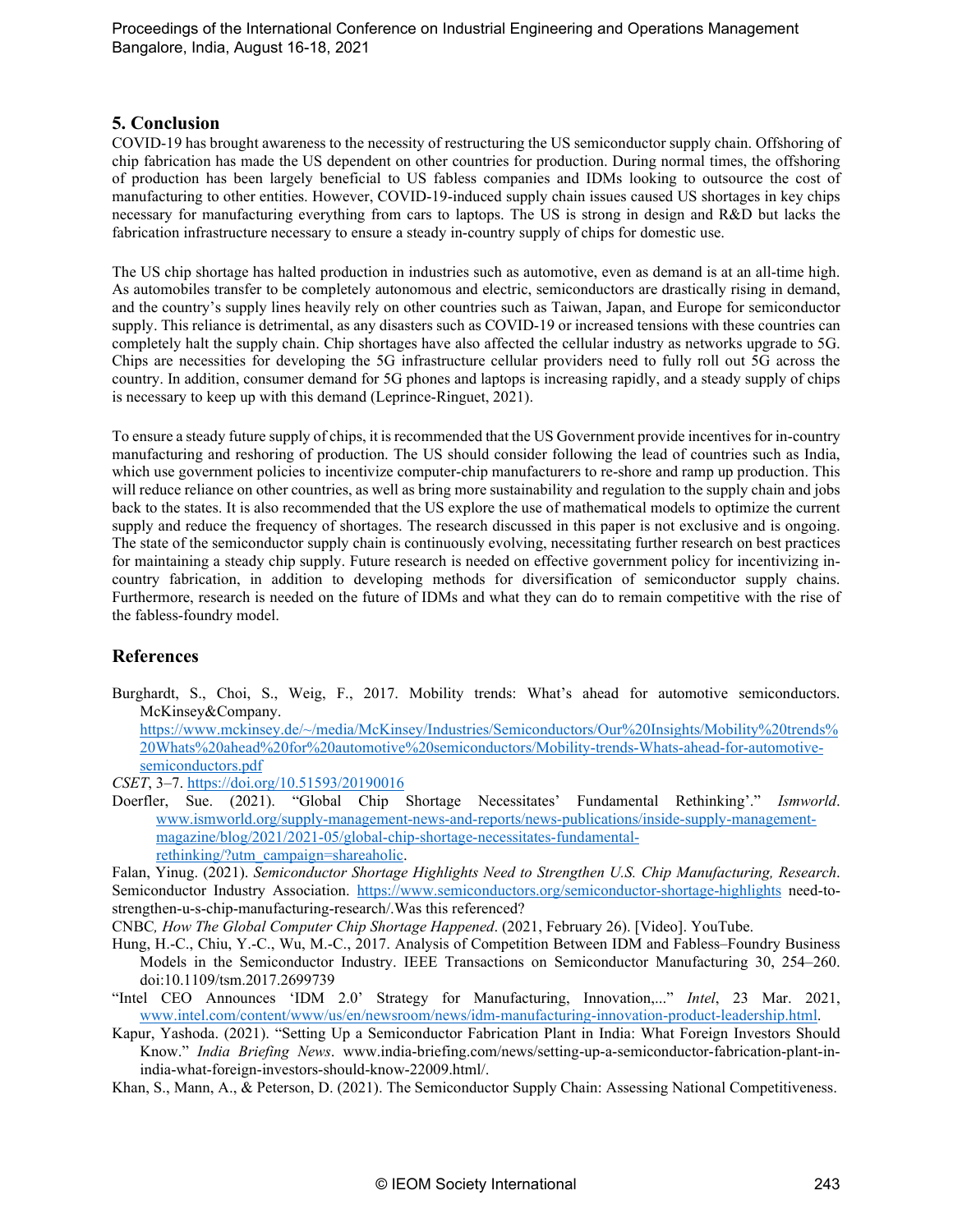## 5. Conclusion

COVID-19 has brought awareness to the necessity of restructuring the US semiconductor supply chain. Offshoring of chip fabrication has made the US dependent on other countries for production. During normal times, the offshoring of production has been largely beneficial to US fabless companies and IDMs looking to outsource the cost of manufacturing to other entities. However, COVID-19-induced supply chain issues caused US shortages in key chips necessary for manufacturing everything from cars to laptops. The US is strong in design and R&D but lacks the fabrication infrastructure necessary to ensure a steady in-country supply of chips for domestic use.

The US chip shortage has halted production in industries such as automotive, even as demand is at an all-time high. As automobiles transfer to be completely autonomous and electric, semiconductors are drastically rising in demand, and the country's supply lines heavily rely on other countries such as Taiwan, Japan, and Europe for semiconductor supply. This reliance is detrimental, as any disasters such as COVID-19 or increased tensions with these countries can completely halt the supply chain. Chip shortages have also affected the cellular industry as networks upgrade to 5G. Chips are necessities for developing the 5G infrastructure cellular providers need to fully roll out 5G across the country. In addition, consumer demand for 5G phones and laptops is increasing rapidly, and a steady supply of chips is necessary to keep up with this demand (Leprince-Ringuet, 2021).

To ensure a steady future supply of chips, it is recommended that the US Government provide incentives for in-country manufacturing and reshoring of production. The US should consider following the lead of countries such as India, which use government policies to incentivize computer-chip manufacturers to re-shore and ramp up production. This will reduce reliance on other countries, as well as bring more sustainability and regulation to the supply chain and jobs back to the states. It is also recommended that the US explore the use of mathematical models to optimize the current supply and reduce the frequency of shortages. The research discussed in this paper is not exclusive and is ongoing. The state of the semiconductor supply chain is continuously evolving, necessitating further research on best practices for maintaining a steady chip supply. Future research is needed on effective government policy for incentivizing in-country fabrication, in addition to developing methods for diversification of semiconductor supply chains. Furthermore, research is needed on the future of IDMs and what they can do to remain competitive with the rise of the fabless-foundry model.

## References

Burghardt, S., Choi, S., Weig, F., 2017. Mobility trends: What's ahead for automotive semiconductors. McKinsey&Company. https://www.mckinsey.de/~/media/McKinsey/Industries/Semiconductors/Our%20Insights/Mobility%20trends%20Whats%20ahead%20for%20automotive%20semiconductors/Mobility-trends-Whats-ahead-for-automotive-semiconductors.pdf

*CSET*, 3–7. https://doi.org/10.51593/20190016

Doerfler, Sue. (2021). "Global Chip Shortage Necessitates' Fundamental Rethinking'." *Ismworld*. www.ismworld.org/supply-management-news-and-reports/news-publications/inside-supply-management-magazine/blog/2021/2021-05/global-chip-shortage-necessitates-fundamental-rethinking/?utm_campaign=shareaholic.

Falan, Yinug. (2021). *Semiconductor Shortage Highlights Need to Strengthen U.S. Chip Manufacturing, Research*. Semiconductor Industry Association. https://www.semiconductors.org/semiconductor-shortage-highlights need-to-strengthen-u-s-chip-manufacturing-research/.Was this referenced?

CNBC, *How The Global Computer Chip Shortage Happened*. (2021, February 26). [Video]. YouTube.

Hung, H.-C., Chiu, Y.-C., Wu, M.-C., 2017. Analysis of Competition Between IDM and Fabless–Foundry Business Models in the Semiconductor Industry. IEEE Transactions on Semiconductor Manufacturing 30, 254–260. doi:10.1109/tsm.2017.2699739

"Intel CEO Announces 'IDM 2.0' Strategy for Manufacturing, Innovation,..." *Intel*, 23 Mar. 2021, www.intel.com/content/www/us/en/newsroom/news/idm-manufacturing-innovation-product-leadership.html.

Kapur, Yashoda. (2021). "Setting Up a Semiconductor Fabrication Plant in India: What Foreign Investors Should Know." *India Briefing News*. www.india-briefing.com/news/setting-up-a-semiconductor-fabrication-plant-in-india-what-foreign-investors-should-know-22009.html/.

Khan, S., Mann, A., & Peterson, D. (2021). The Semiconductor Supply Chain: Assessing National Competitiveness.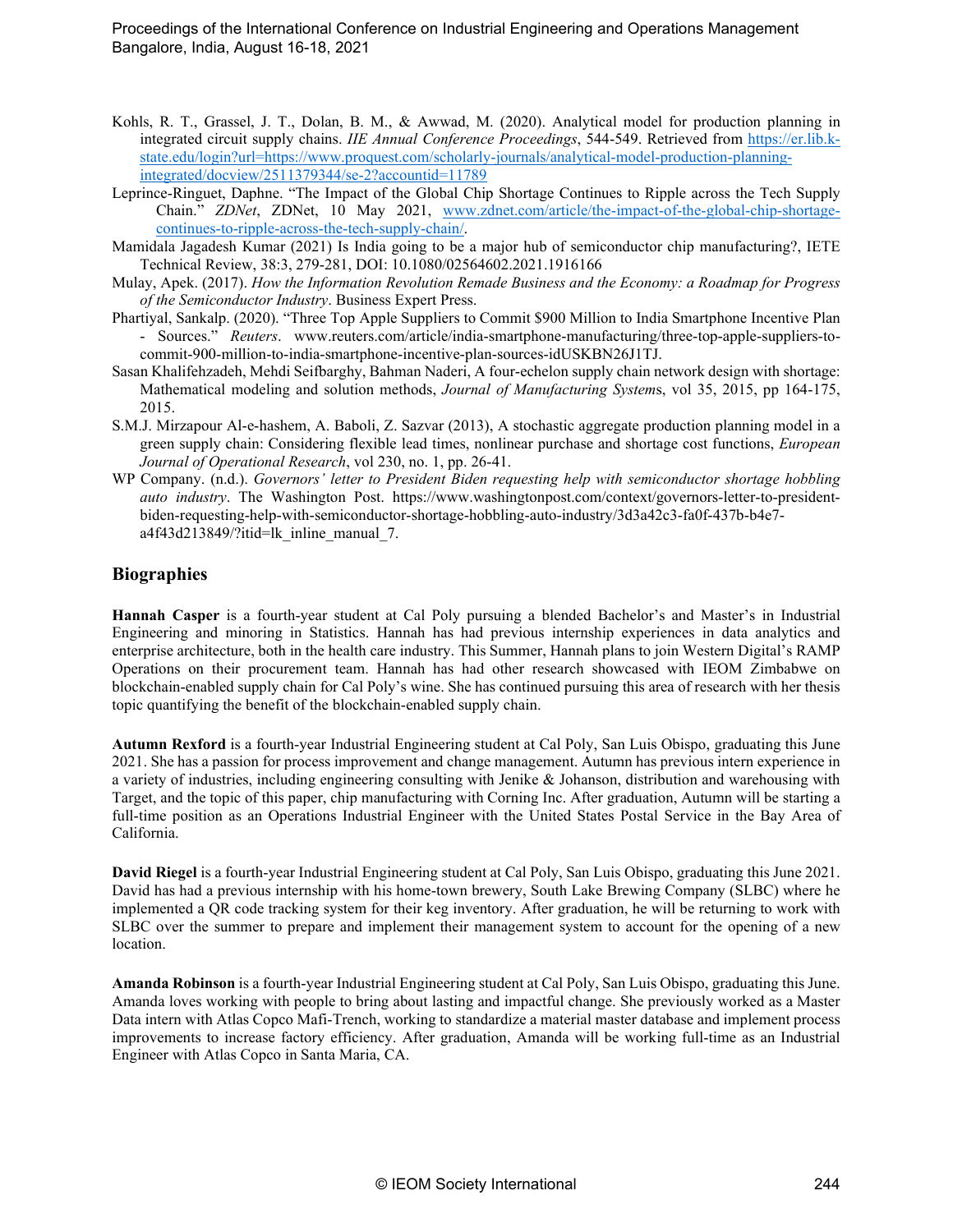Kohls, R. T., Grassel, J. T., Dolan, B. M., & Awwad, M. (2020). Analytical model for production planning in integrated circuit supply chains. *IIE Annual Conference Proceedings*, 544-549. Retrieved from https://er.lib.k-state.edu/login?url=https://www.proquest.com/scholarly-journals/analytical-model-production-planning-integrated/docview/2511379344/se-2?accountid=11789

Leprince-Ringuet, Daphne. "The Impact of the Global Chip Shortage Continues to Ripple across the Tech Supply Chain." *ZDNet*, ZDNet, 10 May 2021, www.zdnet.com/article/the-impact-of-the-global-chip-shortage-continues-to-ripple-across-the-tech-supply-chain/.

Mamidala Jagadesh Kumar (2021) Is India going to be a major hub of semiconductor chip manufacturing?, IETE Technical Review, 38:3, 279-281, DOI: 10.1080/02564602.2021.1916166

Mulay, Apek. (2017). *How the Information Revolution Remade Business and the Economy: a Roadmap for Progress of the Semiconductor Industry*. Business Expert Press.

Phartiyal, Sankalp. (2020). "Three Top Apple Suppliers to Commit $900 Million to India Smartphone Incentive Plan - Sources." *Reuters*. www.reuters.com/article/india-smartphone-manufacturing/three-top-apple-suppliers-to-commit-900-million-to-india-smartphone-incentive-plan-sources-idUSKBN26J1TJ.

Sasan Khalifehzadeh, Mehdi Seifbarghy, Bahman Naderi, A four-echelon supply chain network design with shortage: Mathematical modeling and solution methods, *Journal of Manufacturing Systems*, vol 35, 2015, pp 164-175, 2015.

S.M.J. Mirzapour Al-e-hashem, A. Baboli, Z. Sazvar (2013), A stochastic aggregate production planning model in a green supply chain: Considering flexible lead times, nonlinear purchase and shortage cost functions, *European Journal of Operational Research*, vol 230, no. 1, pp. 26-41.

WP Company. (n.d.). *Governors' letter to President Biden requesting help with semiconductor shortage hobbling auto industry*. The Washington Post. https://www.washingtonpost.com/context/governors-letter-to-president-biden-requesting-help-with-semiconductor-shortage-hobbling-auto-industry/3d3a42c3-fa0f-437b-b4e7-a4f43d213849/?itid=lk_inline_manual_7.

## Biographies

**Hannah Casper** is a fourth-year student at Cal Poly pursuing a blended Bachelor's and Master's in Industrial Engineering and minoring in Statistics. Hannah has had previous internship experiences in data analytics and enterprise architecture, both in the health care industry. This Summer, Hannah plans to join Western Digital's RAMP Operations on their procurement team. Hannah has had other research showcased with IEOM Zimbabwe on blockchain-enabled supply chain for Cal Poly's wine. She has continued pursuing this area of research with her thesis topic quantifying the benefit of the blockchain-enabled supply chain.

**Autumn Rexford** is a fourth-year Industrial Engineering student at Cal Poly, San Luis Obispo, graduating this June 2021. She has a passion for process improvement and change management. Autumn has previous intern experience in a variety of industries, including engineering consulting with Jenike & Johanson, distribution and warehousing with Target, and the topic of this paper, chip manufacturing with Corning Inc. After graduation, Autumn will be starting a full-time position as an Operations Industrial Engineer with the United States Postal Service in the Bay Area of California.

**David Riegel** is a fourth-year Industrial Engineering student at Cal Poly, San Luis Obispo, graduating this June 2021. David has had a previous internship with his home-town brewery, South Lake Brewing Company (SLBC) where he implemented a QR code tracking system for their keg inventory. After graduation, he will be returning to work with SLBC over the summer to prepare and implement their management system to account for the opening of a new location.

**Amanda Robinson** is a fourth-year Industrial Engineering student at Cal Poly, San Luis Obispo, graduating this June. Amanda loves working with people to bring about lasting and impactful change. She previously worked as a Master Data intern with Atlas Copco Mafi-Trench, working to standardize a material master database and implement process improvements to increase factory efficiency. After graduation, Amanda will be working full-time as an Industrial Engineer with Atlas Copco in Santa Maria, CA.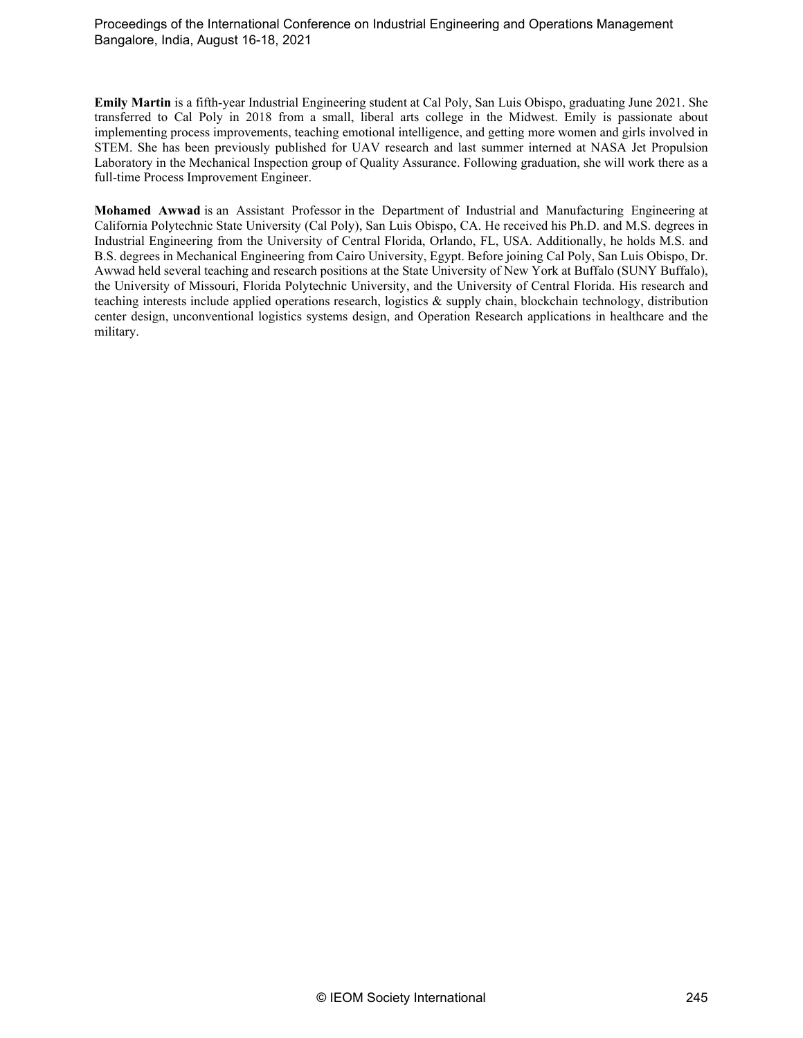**Emily Martin** is a fifth-year Industrial Engineering student at Cal Poly, San Luis Obispo, graduating June 2021. She transferred to Cal Poly in 2018 from a small, liberal arts college in the Midwest. Emily is passionate about implementing process improvements, teaching emotional intelligence, and getting more women and girls involved in STEM. She has been previously published for UAV research and last summer interned at NASA Jet Propulsion Laboratory in the Mechanical Inspection group of Quality Assurance. Following graduation, she will work there as a full-time Process Improvement Engineer.

**Mohamed Awwad** is an Assistant Professor in the Department of Industrial and Manufacturing Engineering at California Polytechnic State University (Cal Poly), San Luis Obispo, CA. He received his Ph.D. and M.S. degrees in Industrial Engineering from the University of Central Florida, Orlando, FL, USA. Additionally, he holds M.S. and B.S. degrees in Mechanical Engineering from Cairo University, Egypt. Before joining Cal Poly, San Luis Obispo, Dr. Awwad held several teaching and research positions at the State University of New York at Buffalo (SUNY Buffalo), the University of Missouri, Florida Polytechnic University, and the University of Central Florida. His research and teaching interests include applied operations research, logistics & supply chain, blockchain technology, distribution center design, unconventional logistics systems design, and Operation Research applications in healthcare and the military.